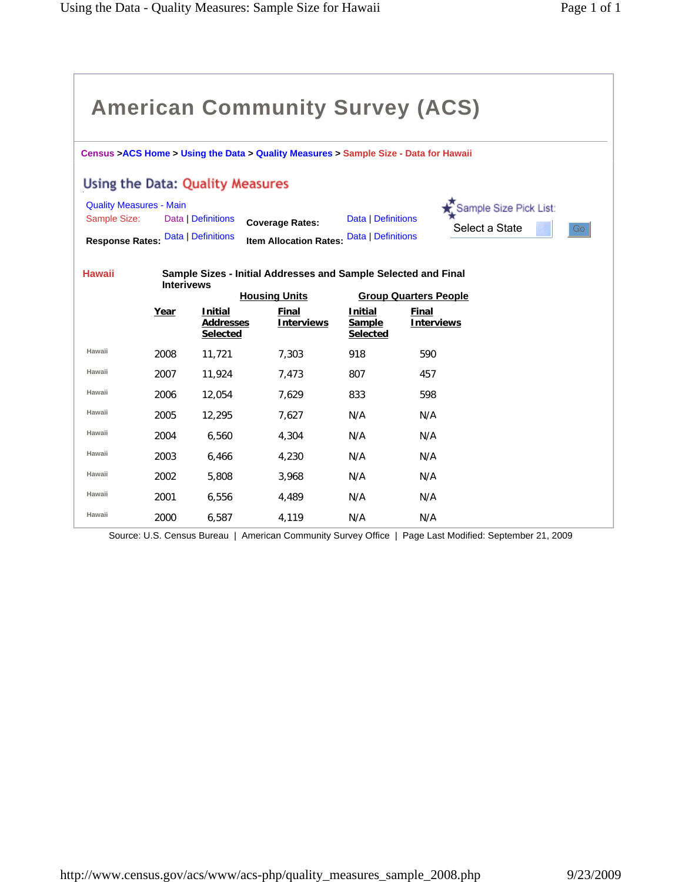# American Community Survey (ACS)

Census > ACS Home > Using the Data > Quality Measures > Sample Size - Data for Hawaii

## Using the Data: Quality Measures

Quality Measures - Main

Sample Size: Data | Definitions

Response Rates: Data | Definitions

Coverage Rates: Data | Definitions

Item Allocation Rates: Data | Definitions

Sample Size Pick List:

Select a State

Go

### Hawaii

**Sample Sizes - Initial Addresses and Sample Selected and Final Interivews**

| | Year | Housing Units | | Group Quarters People | |
|---|---|---|---|---|---|
| | | Initial Addresses Selected | Final Interviews | Initial Sample Selected | Final Interviews |
| Hawaii | 2008 | 11,721 | 7,303 | 918 | 590 |
| Hawaii | 2007 | 11,924 | 7,473 | 807 | 457 |
| Hawaii | 2006 | 12,054 | 7,629 | 833 | 598 |
| Hawaii | 2005 | 12,295 | 7,627 | N/A | N/A |
| Hawaii | 2004 | 6,560 | 4,304 | N/A | N/A |
| Hawaii | 2003 | 6,466 | 4,230 | N/A | N/A |
| Hawaii | 2002 | 5,808 | 3,968 | N/A | N/A |
| Hawaii | 2001 | 6,556 | 4,489 | N/A | N/A |
| Hawaii | 2000 | 6,587 | 4,119 | N/A | N/A |

Source: U.S. Census Bureau | American Community Survey Office | Page Last Modified: September 21, 2009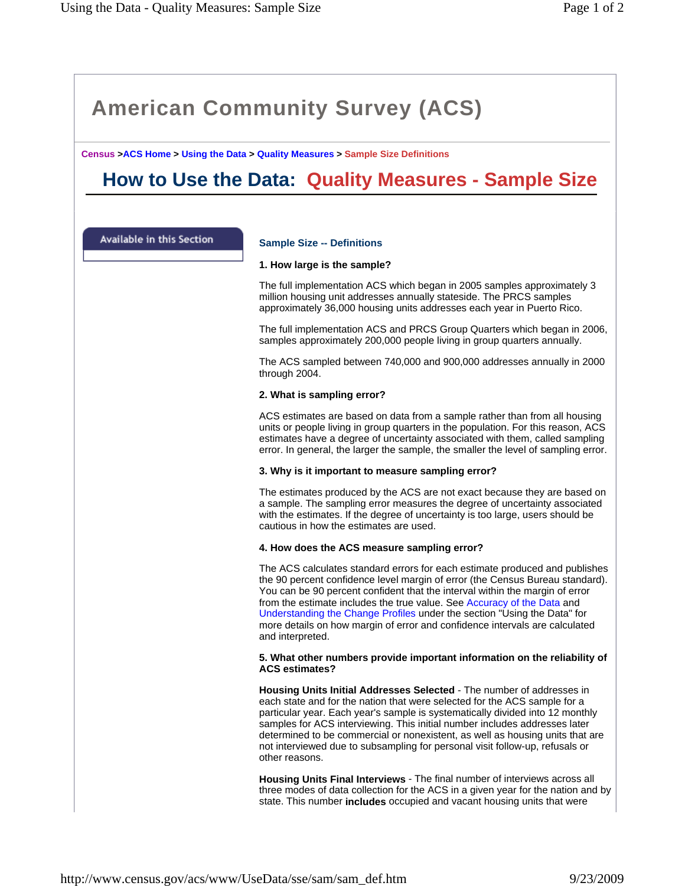# American Community Survey (ACS)

Census > ACS Home > Using the Data > Quality Measures > Sample Size Definitions

## How to Use the Data: Quality Measures - Sample Size

Available in this Section

### Sample Size -- Definitions

**1. How large is the sample?**

The full implementation ACS which began in 2005 samples approximately 3 million housing unit addresses annually stateside. The PRCS samples approximately 36,000 housing units addresses each year in Puerto Rico.

The full implementation ACS and PRCS Group Quarters which began in 2006, samples approximately 200,000 people living in group quarters annually.

The ACS sampled between 740,000 and 900,000 addresses annually in 2000 through 2004.

**2. What is sampling error?**

ACS estimates are based on data from a sample rather than from all housing units or people living in group quarters in the population. For this reason, ACS estimates have a degree of uncertainty associated with them, called sampling error. In general, the larger the sample, the smaller the level of sampling error.

**3. Why is it important to measure sampling error?**

The estimates produced by the ACS are not exact because they are based on a sample. The sampling error measures the degree of uncertainty associated with the estimates. If the degree of uncertainty is too large, users should be cautious in how the estimates are used.

**4. How does the ACS measure sampling error?**

The ACS calculates standard errors for each estimate produced and publishes the 90 percent confidence level margin of error (the Census Bureau standard). You can be 90 percent confident that the interval within the margin of error from the estimate includes the true value. See Accuracy of the Data and Understanding the Change Profiles under the section "Using the Data" for more details on how margin of error and confidence intervals are calculated and interpreted.

**5. What other numbers provide important information on the reliability of ACS estimates?**

**Housing Units Initial Addresses Selected** - The number of addresses in each state and for the nation that were selected for the ACS sample for a particular year. Each year's sample is systematically divided into 12 monthly samples for ACS interviewing. This initial number includes addresses later determined to be commercial or nonexistent, as well as housing units that are not interviewed due to subsampling for personal visit follow-up, refusals or other reasons.

**Housing Units Final Interviews** - The final number of interviews across all three modes of data collection for the ACS in a given year for the nation and by state. This number **includes** occupied and vacant housing units that were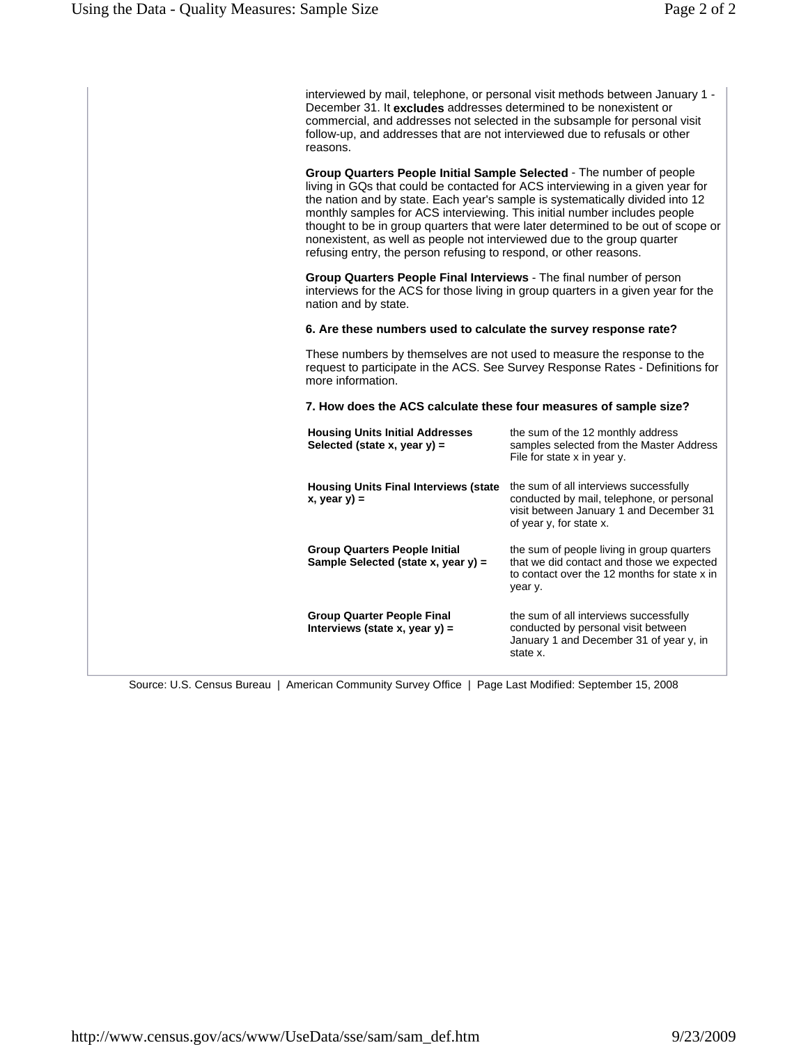interviewed by mail, telephone, or personal visit methods between January 1 - December 31. It **excludes** addresses determined to be nonexistent or commercial, and addresses not selected in the subsample for personal visit follow-up, and addresses that are not interviewed due to refusals or other reasons.

**Group Quarters People Initial Sample Selected** - The number of people living in GQs that could be contacted for ACS interviewing in a given year for the nation and by state. Each year's sample is systematically divided into 12 monthly samples for ACS interviewing. This initial number includes people thought to be in group quarters that were later determined to be out of scope or nonexistent, as well as people not interviewed due to the group quarter refusing entry, the person refusing to respond, or other reasons.

**Group Quarters People Final Interviews** - The final number of person interviews for the ACS for those living in group quarters in a given year for the nation and by state.

**6. Are these numbers used to calculate the survey response rate?**

These numbers by themselves are not used to measure the response to the request to participate in the ACS. See Survey Response Rates - Definitions for more information.

**7. How does the ACS calculate these four measures of sample size?**

| | |
|---|---|
| **Housing Units Initial Addresses Selected (state x, year y) =** | the sum of the 12 monthly address samples selected from the Master Address File for state x in year y. |
| **Housing Units Final Interviews (state x, year y) =** | the sum of all interviews successfully conducted by mail, telephone, or personal visit between January 1 and December 31 of year y, for state x. |
| **Group Quarters People Initial Sample Selected (state x, year y) =** | the sum of people living in group quarters that we did contact and those we expected to contact over the 12 months for state x in year y. |
| **Group Quarter People Final Interviews (state x, year y) =** | the sum of all interviews successfully conducted by personal visit between January 1 and December 31 of year y, in state x. |

Source: U.S. Census Bureau | American Community Survey Office | Page Last Modified: September 15, 2008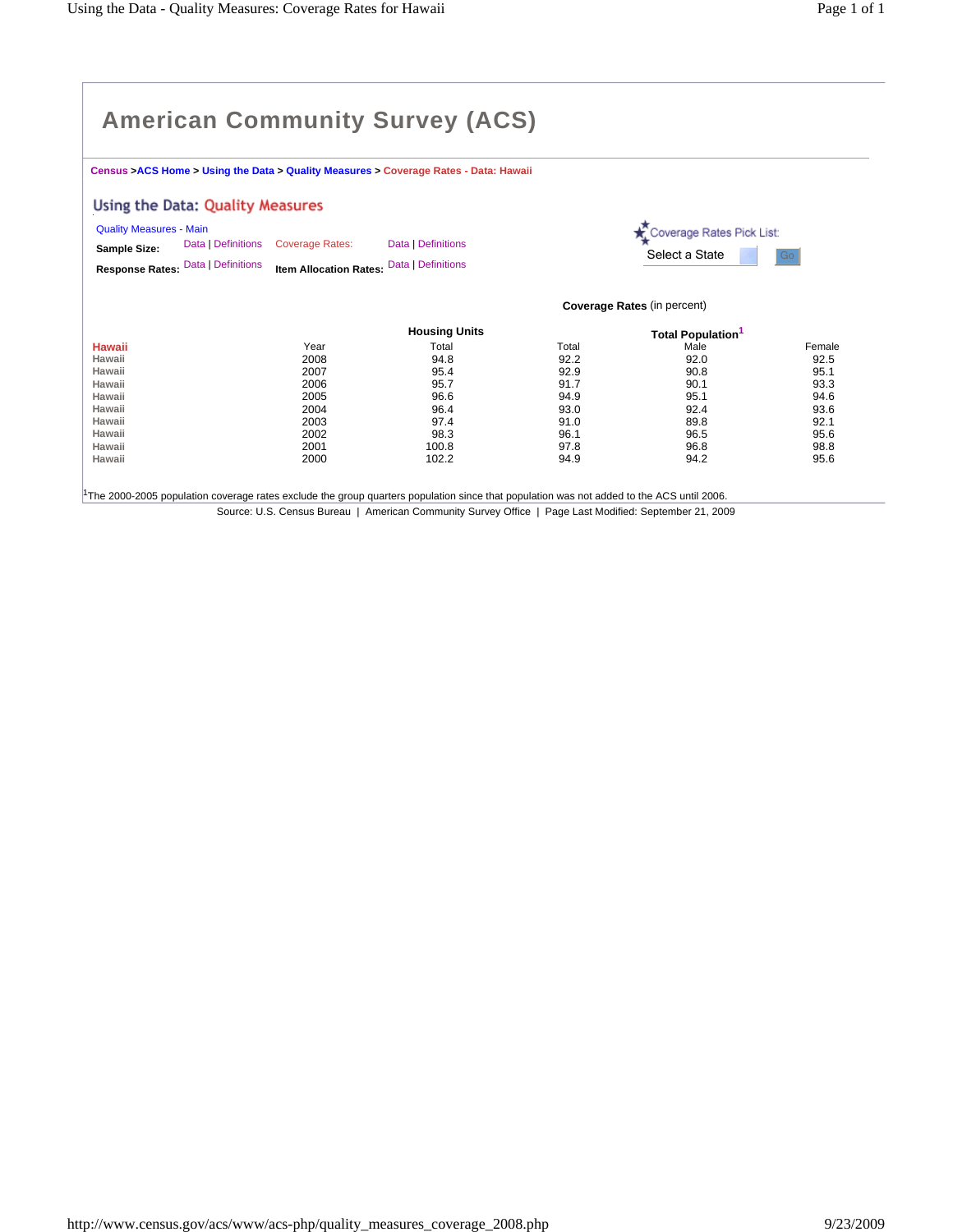// American Community Survey (ACS)

Census >ACS Home > Using the Data > Quality Measures > Coverage Rates - Data: Hawaii

## Using the Data: Quality Measures

Quality Measures - Main

**Sample Size:** Data | Definitions  Coverage Rates: Data | Definitions

**Response Rates:** Data | Definitions  **Item Allocation Rates:** Data | Definitions

Coverage Rates Pick List: Select a State  Go

**Coverage Rates** (in percent)

| Hawaii | Year | Housing Units | Total Population[1] | | |
|---|---|---|---|---|---|
| | | Total | Total | Male | Female |
| Hawaii | 2008 | 94.8 | 92.2 | 92.0 | 92.5 |
| Hawaii | 2007 | 95.4 | 92.9 | 90.8 | 95.1 |
| Hawaii | 2006 | 95.7 | 91.7 | 90.1 | 93.3 |
| Hawaii | 2005 | 96.6 | 94.9 | 95.1 | 94.6 |
| Hawaii | 2004 | 96.4 | 93.0 | 92.4 | 93.6 |
| Hawaii | 2003 | 97.4 | 91.0 | 89.8 | 92.1 |
| Hawaii | 2002 | 98.3 | 96.1 | 96.5 | 95.6 |
| Hawaii | 2001 | 100.8 | 97.8 | 96.8 | 98.8 |
| Hawaii | 2000 | 102.2 | 94.9 | 94.2 | 95.6 |

[1] The 2000-2005 population coverage rates exclude the group quarters population since that population was not added to the ACS until 2006.

Source: U.S. Census Bureau | American Community Survey Office | Page Last Modified: September 21, 2009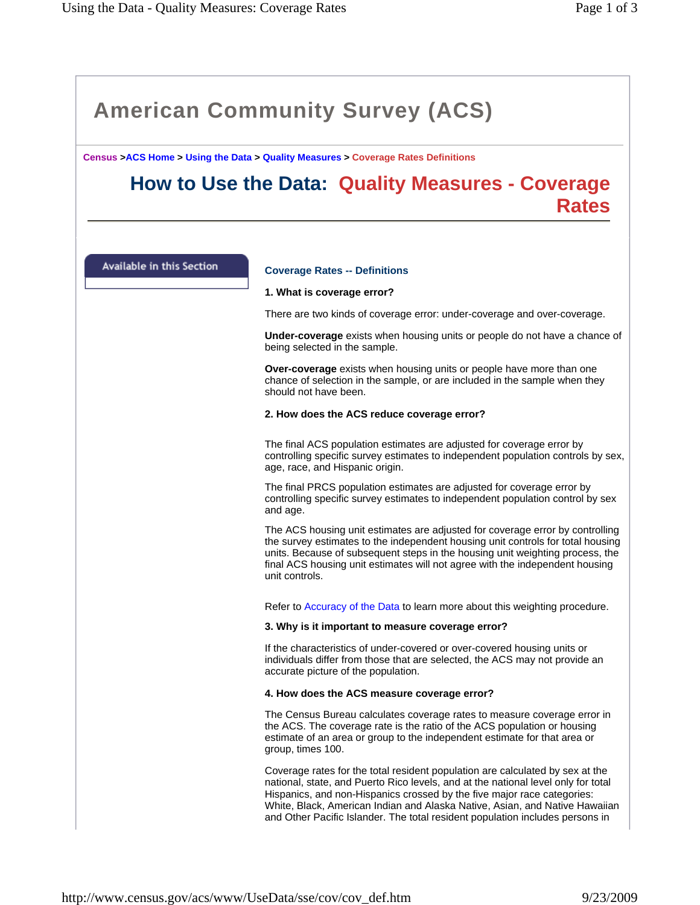# American Community Survey (ACS)

Census >ACS Home > Using the Data > Quality Measures > Coverage Rates Definitions

## How to Use the Data: Quality Measures - Coverage Rates

Available in this Section

### Coverage Rates -- Definitions

**1. What is coverage error?**

There are two kinds of coverage error: under-coverage and over-coverage.

**Under-coverage** exists when housing units or people do not have a chance of being selected in the sample.

**Over-coverage** exists when housing units or people have more than one chance of selection in the sample, or are included in the sample when they should not have been.

**2. How does the ACS reduce coverage error?**

The final ACS population estimates are adjusted for coverage error by controlling specific survey estimates to independent population controls by sex, age, race, and Hispanic origin.

The final PRCS population estimates are adjusted for coverage error by controlling specific survey estimates to independent population control by sex and age.

The ACS housing unit estimates are adjusted for coverage error by controlling the survey estimates to the independent housing unit controls for total housing units. Because of subsequent steps in the housing unit weighting process, the final ACS housing unit estimates will not agree with the independent housing unit controls.

Refer to Accuracy of the Data to learn more about this weighting procedure.

**3. Why is it important to measure coverage error?**

If the characteristics of under-covered or over-covered housing units or individuals differ from those that are selected, the ACS may not provide an accurate picture of the population.

**4. How does the ACS measure coverage error?**

The Census Bureau calculates coverage rates to measure coverage error in the ACS. The coverage rate is the ratio of the ACS population or housing estimate of an area or group to the independent estimate for that area or group, times 100.

Coverage rates for the total resident population are calculated by sex at the national, state, and Puerto Rico levels, and at the national level only for total Hispanics, and non-Hispanics crossed by the five major race categories: White, Black, American Indian and Alaska Native, Asian, and Native Hawaiian and Other Pacific Islander. The total resident population includes persons in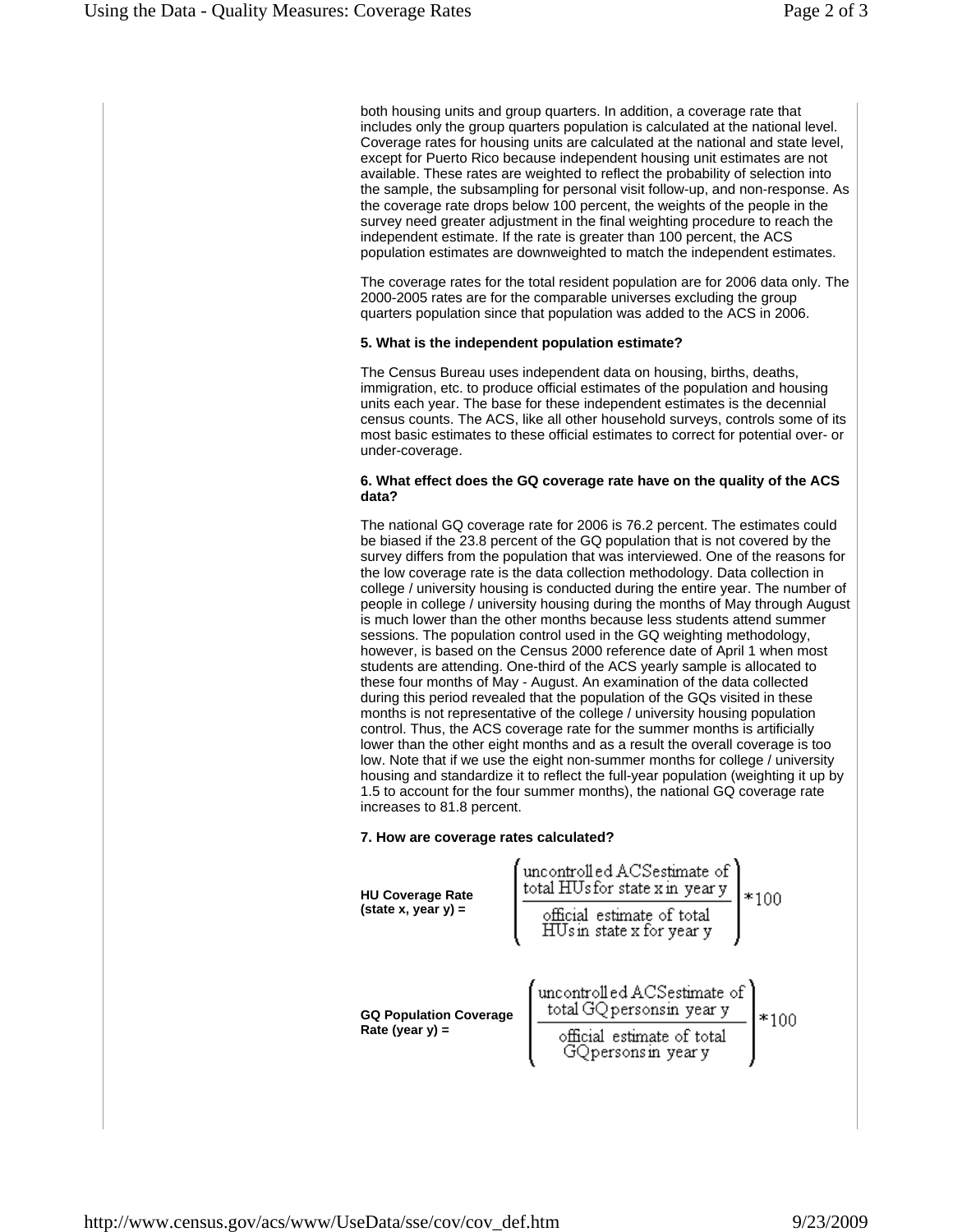both housing units and group quarters. In addition, a coverage rate that includes only the group quarters population is calculated at the national level. Coverage rates for housing units are calculated at the national and state level, except for Puerto Rico because independent housing unit estimates are not available. These rates are weighted to reflect the probability of selection into the sample, the subsampling for personal visit follow-up, and non-response. As the coverage rate drops below 100 percent, the weights of the people in the survey need greater adjustment in the final weighting procedure to reach the independent estimate. If the rate is greater than 100 percent, the ACS population estimates are downweighted to match the independent estimates.

The coverage rates for the total resident population are for 2006 data only. The 2000-2005 rates are for the comparable universes excluding the group quarters population since that population was added to the ACS in 2006.

**5. What is the independent population estimate?**

The Census Bureau uses independent data on housing, births, deaths, immigration, etc. to produce official estimates of the population and housing units each year. The base for these independent estimates is the decennial census counts. The ACS, like all other household surveys, controls some of its most basic estimates to these official estimates to correct for potential over- or under-coverage.

**6. What effect does the GQ coverage rate have on the quality of the ACS data?**

The national GQ coverage rate for 2006 is 76.2 percent. The estimates could be biased if the 23.8 percent of the GQ population that is not covered by the survey differs from the population that was interviewed. One of the reasons for the low coverage rate is the data collection methodology. Data collection in college / university housing is conducted during the entire year. The number of people in college / university housing during the months of May through August is much lower than the other months because less students attend summer sessions. The population control used in the GQ weighting methodology, however, is based on the Census 2000 reference date of April 1 when most students are attending. One-third of the ACS yearly sample is allocated to these four months of May - August. An examination of the data collected during this period revealed that the population of the GQs visited in these months is not representative of the college / university housing population control. Thus, the ACS coverage rate for the summer months is artificially lower than the other eight months and as a result the overall coverage is too low. Note that if we use the eight non-summer months for college / university housing and standardize it to reflect the full-year population (weighting it up by 1.5 to account for the four summer months), the national GQ coverage rate increases to 81.8 percent.

**7. How are coverage rates calculated?**

**HU Coverage Rate (state x, year y) =**

$$\left( \frac{\text{uncontrolled ACS estimate of total HUs for state x in year y}}{\text{official estimate of total HUs in state x for year y}} \right) * 100$$

**GQ Population Coverage Rate (year y) =**

$$\left( \frac{\text{uncontrolled ACS estimate of total GQ persons in year y}}{\text{official estimate of total GQ persons in year y}} \right) * 100$$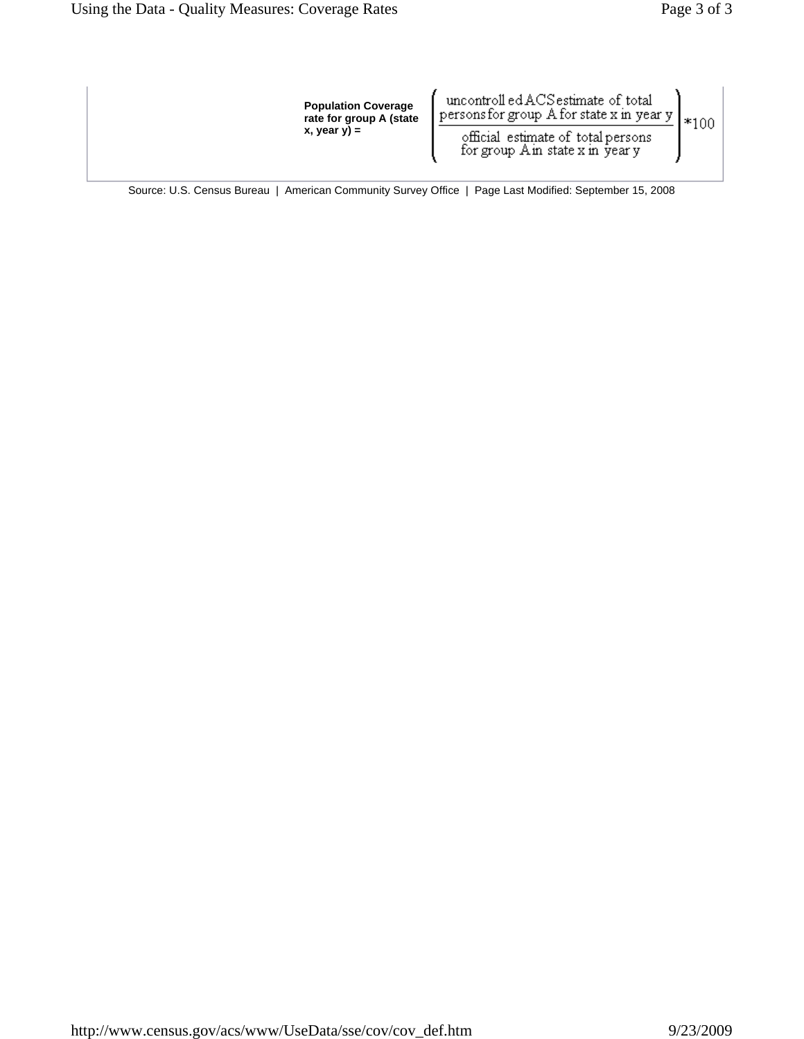**Population Coverage rate for group A (state x, year y) =**

$$\left( \frac{\text{uncontrolled ACS estimate of total persons for group A for state x in year y}}{\text{official estimate of total persons for group A in state x in year y}} \right) * 100$$

Source: U.S. Census Bureau | American Community Survey Office | Page Last Modified: September 15, 2008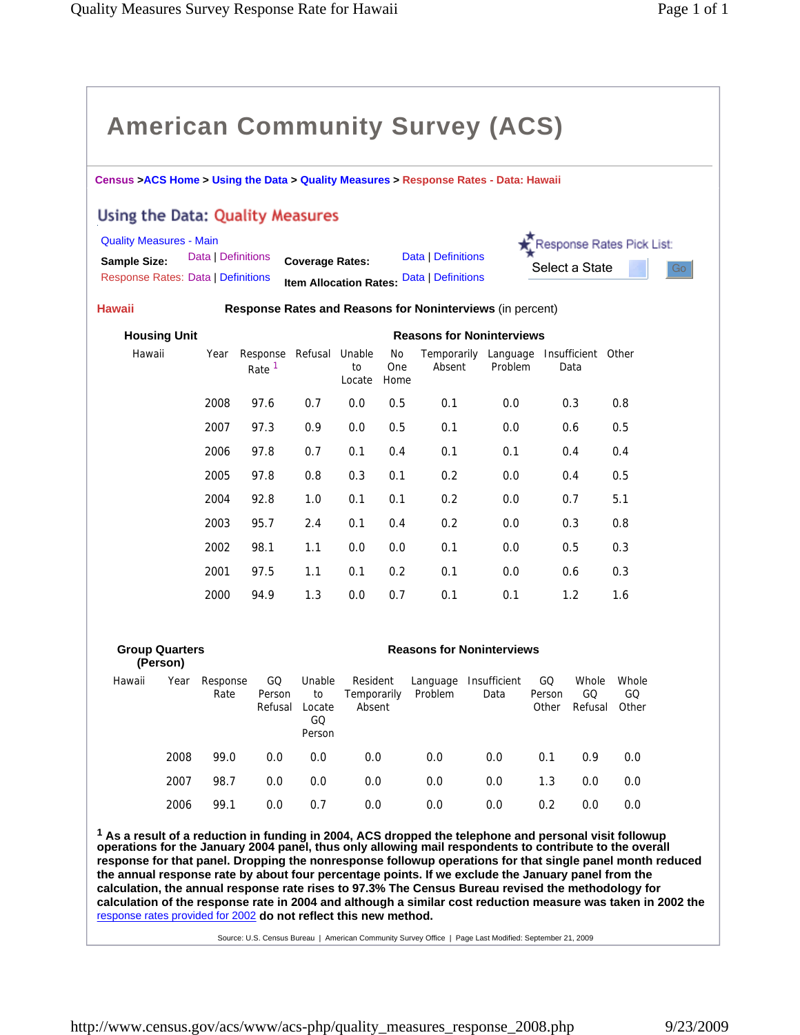# American Community Survey (ACS)

Census >ACS Home > Using the Data > Quality Measures > Response Rates - Data: Hawaii

## Using the Data: Quality Measures

Quality Measures - Main

**Sample Size:** Data | Definitions **Coverage Rates:** Data | Definitions

Response Rates: Data | Definitions **Item Allocation Rates:** Data | Definitions

Response Rates Pick List: Select a State Go

**Hawaii** **Response Rates and Reasons for Noninterviews** (in percent)

**Housing Unit** — **Reasons for Noninterviews**

| Hawaii | Year | Response Rate [1] | Refusal | Unable to Locate | No One Home | Temporarily Absent | Language Problem | Insufficient Data | Other |
|---|---|---|---|---|---|---|---|---|---|
| | 2008 | 97.6 | 0.7 | 0.0 | 0.5 | 0.1 | 0.0 | 0.3 | 0.8 |
| | 2007 | 97.3 | 0.9 | 0.0 | 0.5 | 0.1 | 0.0 | 0.6 | 0.5 |
| | 2006 | 97.8 | 0.7 | 0.1 | 0.4 | 0.1 | 0.1 | 0.4 | 0.4 |
| | 2005 | 97.8 | 0.8 | 0.3 | 0.1 | 0.2 | 0.0 | 0.4 | 0.5 |
| | 2004 | 92.8 | 1.0 | 0.1 | 0.1 | 0.2 | 0.0 | 0.7 | 5.1 |
| | 2003 | 95.7 | 2.4 | 0.1 | 0.4 | 0.2 | 0.0 | 0.3 | 0.8 |
| | 2002 | 98.1 | 1.1 | 0.0 | 0.0 | 0.1 | 0.0 | 0.5 | 0.3 |
| | 2001 | 97.5 | 1.1 | 0.1 | 0.2 | 0.1 | 0.0 | 0.6 | 0.3 |
| | 2000 | 94.9 | 1.3 | 0.0 | 0.7 | 0.1 | 0.1 | 1.2 | 1.6 |

**Group Quarters (Person)** — **Reasons for Noninterviews**

| Hawaii | Year | Response Rate | GQ Person Refusal | Unable to Locate GQ Person | Resident Temporarily Absent | Language Problem | Insufficient Data | GQ Person Other | Whole GQ Refusal | Whole GQ Other |
|---|---|---|---|---|---|---|---|---|---|---|
| | 2008 | 99.0 | 0.0 | 0.0 | 0.0 | 0.0 | 0.0 | 0.1 | 0.9 | 0.0 |
| | 2007 | 98.7 | 0.0 | 0.0 | 0.0 | 0.0 | 0.0 | 1.3 | 0.0 | 0.0 |
| | 2006 | 99.1 | 0.0 | 0.7 | 0.0 | 0.0 | 0.0 | 0.2 | 0.0 | 0.0 |

**[1] As a result of a reduction in funding in 2004, ACS dropped the telephone and personal visit followup operations for the January 2004 panel, thus only allowing mail respondents to contribute to the overall response for that panel. Dropping the nonresponse followup operations for that single panel month reduced the annual response rate by about four percentage points. If we exclude the January panel from the calculation, the annual response rate rises to 97.3% The Census Bureau revised the methodology for calculation of the response rate in 2004 and although a similar cost reduction measure was taken in 2002 the** response rates provided for 2002 **do not reflect this new method.**

Source: U.S. Census Bureau | American Community Survey Office | Page Last Modified: September 21, 2009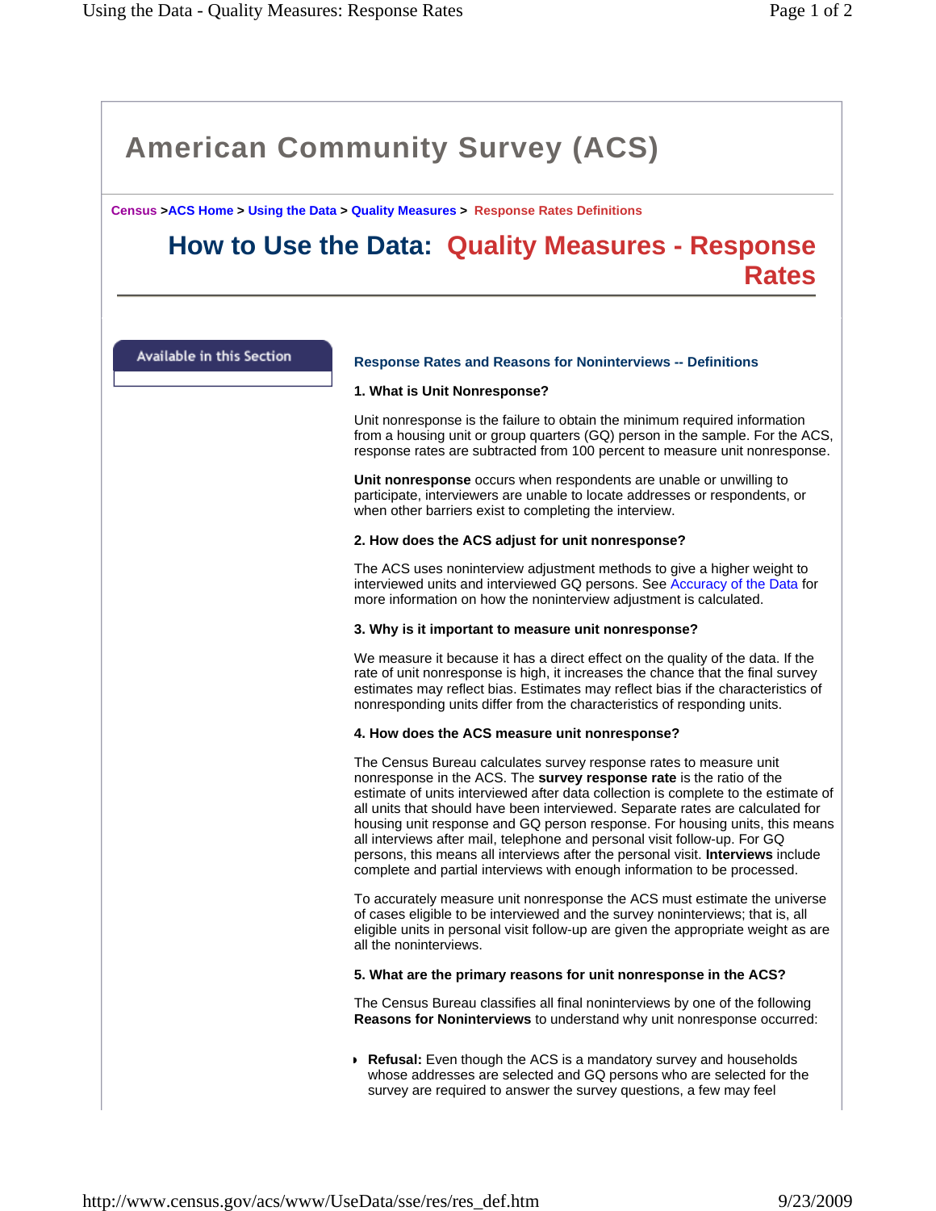# American Community Survey (ACS)

Census >ACS Home > Using the Data > Quality Measures > Response Rates Definitions

## How to Use the Data: Quality Measures - Response Rates

Available in this Section

### Response Rates and Reasons for Noninterviews -- Definitions

**1. What is Unit Nonresponse?**

Unit nonresponse is the failure to obtain the minimum required information from a housing unit or group quarters (GQ) person in the sample. For the ACS, response rates are subtracted from 100 percent to measure unit nonresponse.

**Unit nonresponse** occurs when respondents are unable or unwilling to participate, interviewers are unable to locate addresses or respondents, or when other barriers exist to completing the interview.

**2. How does the ACS adjust for unit nonresponse?**

The ACS uses noninterview adjustment methods to give a higher weight to interviewed units and interviewed GQ persons. See Accuracy of the Data for more information on how the noninterview adjustment is calculated.

**3. Why is it important to measure unit nonresponse?**

We measure it because it has a direct effect on the quality of the data. If the rate of unit nonresponse is high, it increases the chance that the final survey estimates may reflect bias. Estimates may reflect bias if the characteristics of nonresponding units differ from the characteristics of responding units.

**4. How does the ACS measure unit nonresponse?**

The Census Bureau calculates survey response rates to measure unit nonresponse in the ACS. The **survey response rate** is the ratio of the estimate of units interviewed after data collection is complete to the estimate of all units that should have been interviewed. Separate rates are calculated for housing unit response and GQ person response. For housing units, this means all interviews after mail, telephone and personal visit follow-up. For GQ persons, this means all interviews after the personal visit. **Interviews** include complete and partial interviews with enough information to be processed.

To accurately measure unit nonresponse the ACS must estimate the universe of cases eligible to be interviewed and the survey noninterviews; that is, all eligible units in personal visit follow-up are given the appropriate weight as are all the noninterviews.

**5. What are the primary reasons for unit nonresponse in the ACS?**

The Census Bureau classifies all final noninterviews by one of the following **Reasons for Noninterviews** to understand why unit nonresponse occurred:

- **Refusal:** Even though the ACS is a mandatory survey and households whose addresses are selected and GQ persons who are selected for the survey are required to answer the survey questions, a few may feel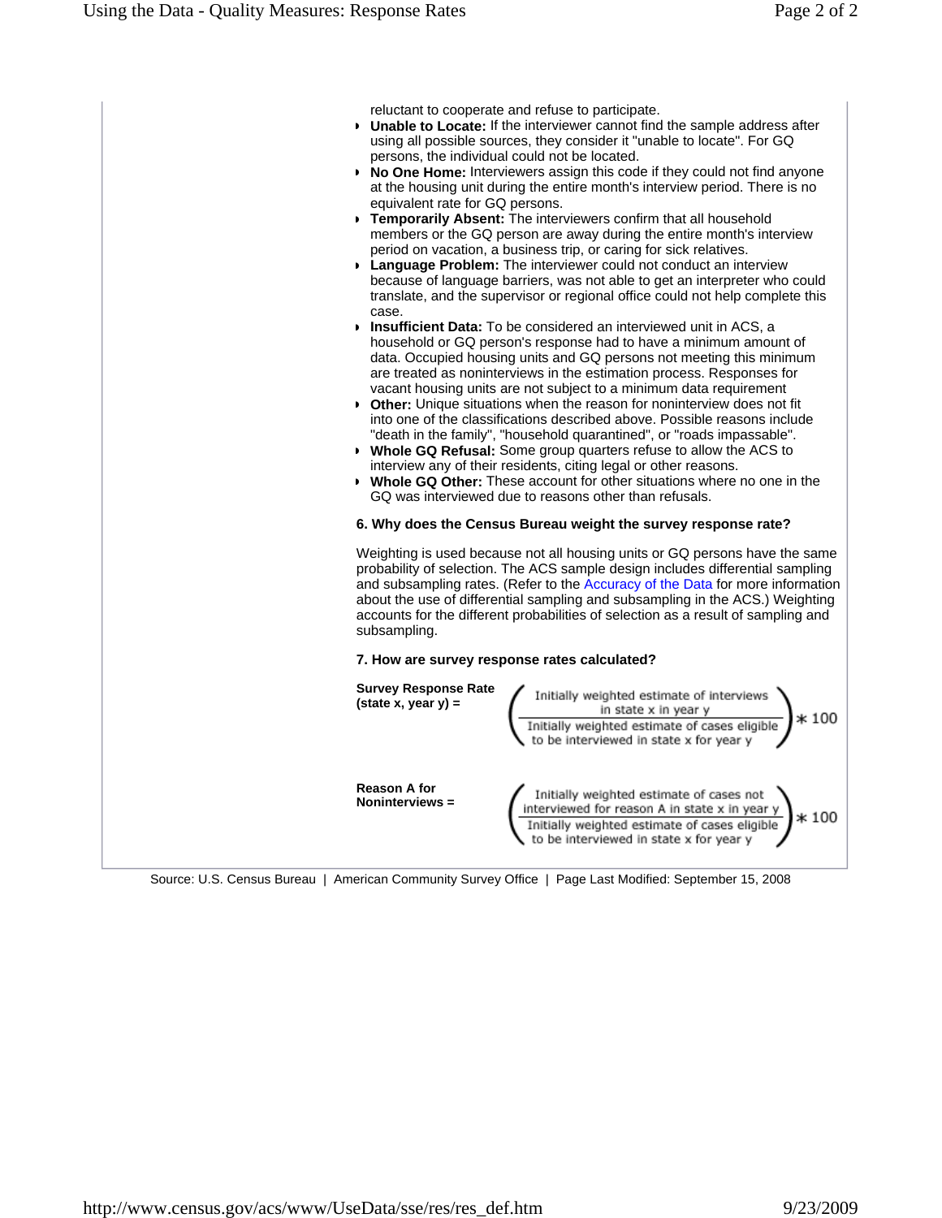reluctant to cooperate and refuse to participate.

- **Unable to Locate:** If the interviewer cannot find the sample address after using all possible sources, they consider it "unable to locate". For GQ persons, the individual could not be located.
- **No One Home:** Interviewers assign this code if they could not find anyone at the housing unit during the entire month's interview period. There is no equivalent rate for GQ persons.
- **Temporarily Absent:** The interviewers confirm that all household members or the GQ person are away during the entire month's interview period on vacation, a business trip, or caring for sick relatives.
- **Language Problem:** The interviewer could not conduct an interview because of language barriers, was not able to get an interpreter who could translate, and the supervisor or regional office could not help complete this case.
- **Insufficient Data:** To be considered an interviewed unit in ACS, a household or GQ person's response had to have a minimum amount of data. Occupied housing units and GQ persons not meeting this minimum are treated as noninterviews in the estimation process. Responses for vacant housing units are not subject to a minimum data requirement
- **Other:** Unique situations when the reason for noninterview does not fit into one of the classifications described above. Possible reasons include "death in the family", "household quarantined", or "roads impassable".
- **Whole GQ Refusal:** Some group quarters refuse to allow the ACS to interview any of their residents, citing legal or other reasons.
- **Whole GQ Other:** These account for other situations where no one in the GQ was interviewed due to reasons other than refusals.

**6. Why does the Census Bureau weight the survey response rate?**

Weighting is used because not all housing units or GQ persons have the same probability of selection. The ACS sample design includes differential sampling and subsampling rates. (Refer to the Accuracy of the Data for more information about the use of differential sampling and subsampling in the ACS.) Weighting accounts for the different probabilities of selection as a result of sampling and subsampling.

**7. How are survey response rates calculated?**

**Survey Response Rate (state x, year y) =**

$$\left( \frac{\text{Initially weighted estimate of interviews in state x in year y}}{\text{Initially weighted estimate of cases eligible to be interviewed in state x for year y}} \right) * 100$$

**Reason A for Noninterviews =**

$$\left( \frac{\text{Initially weighted estimate of cases not interviewed for reason A in state x in year y}}{\text{Initially weighted estimate of cases eligible to be interviewed in state x for year y}} \right) * 100$$

Source: U.S. Census Bureau | American Community Survey Office | Page Last Modified: September 15, 2008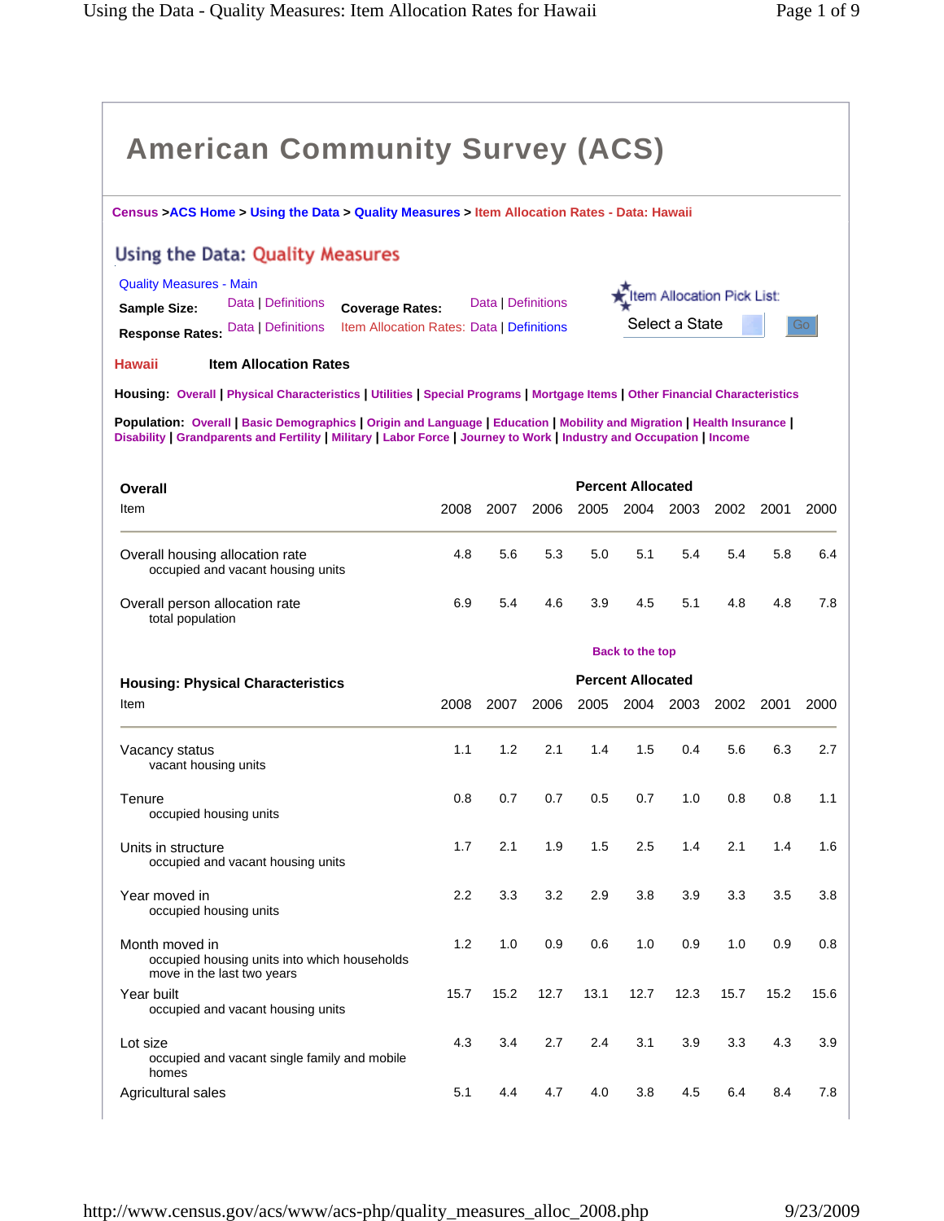# American Community Survey (ACS)

Census > ACS Home > Using the Data > Quality Measures > Item Allocation Rates - Data: Hawaii

## Using the Data: Quality Measures

Quality Measures - Main

**Sample Size:** Data | Definitions
**Coverage Rates:** Data | Definitions
**Response Rates:** Data | Definitions
Item Allocation Rates: Data | Definitions

Item Allocation Pick List: Select a State Go

**Hawaii** **Item Allocation Rates**

**Housing:** Overall | Physical Characteristics | Utilities | Special Programs | Mortgage Items | Other Financial Characteristics

**Population:** Overall | Basic Demographics | Origin and Language | Education | Mobility and Migration | Health Insurance | Disability | Grandparents and Fertility | Military | Labor Force | Journey to Work | Industry and Occupation | Income

### Overall

| Item | 2008 | 2007 | 2006 | 2005 | 2004 | 2003 | 2002 | 2001 | 2000 |
|---|---|---|---|---|---|---|---|---|---|
| | **Percent Allocated** | | | | | | | | |
| Overall housing allocation rate<br>occupied and vacant housing units | 4.8 | 5.6 | 5.3 | 5.0 | 5.1 | 5.4 | 5.4 | 5.8 | 6.4 |
| Overall person allocation rate<br>total population | 6.9 | 5.4 | 4.6 | 3.9 | 4.5 | 5.1 | 4.8 | 4.8 | 7.8 |

Back to the top

### Housing: Physical Characteristics

| Item | 2008 | 2007 | 2006 | 2005 | 2004 | 2003 | 2002 | 2001 | 2000 |
|---|---|---|---|---|---|---|---|---|---|
| | **Percent Allocated** | | | | | | | | |
| Vacancy status<br>vacant housing units | 1.1 | 1.2 | 2.1 | 1.4 | 1.5 | 0.4 | 5.6 | 6.3 | 2.7 |
| Tenure<br>occupied housing units | 0.8 | 0.7 | 0.7 | 0.5 | 0.7 | 1.0 | 0.8 | 0.8 | 1.1 |
| Units in structure<br>occupied and vacant housing units | 1.7 | 2.1 | 1.9 | 1.5 | 2.5 | 1.4 | 2.1 | 1.4 | 1.6 |
| Year moved in<br>occupied housing units | 2.2 | 3.3 | 3.2 | 2.9 | 3.8 | 3.9 | 3.3 | 3.5 | 3.8 |
| Month moved in<br>occupied housing units into which households move in the last two years | 1.2 | 1.0 | 0.9 | 0.6 | 1.0 | 0.9 | 1.0 | 0.9 | 0.8 |
| Year built<br>occupied and vacant housing units | 15.7 | 15.2 | 12.7 | 13.1 | 12.7 | 12.3 | 15.7 | 15.2 | 15.6 |
| Lot size<br>occupied and vacant single family and mobile homes | 4.3 | 3.4 | 2.7 | 2.4 | 3.1 | 3.9 | 3.3 | 4.3 | 3.9 |
| Agricultural sales | 5.1 | 4.4 | 4.7 | 4.0 | 3.8 | 4.5 | 6.4 | 8.4 | 7.8 |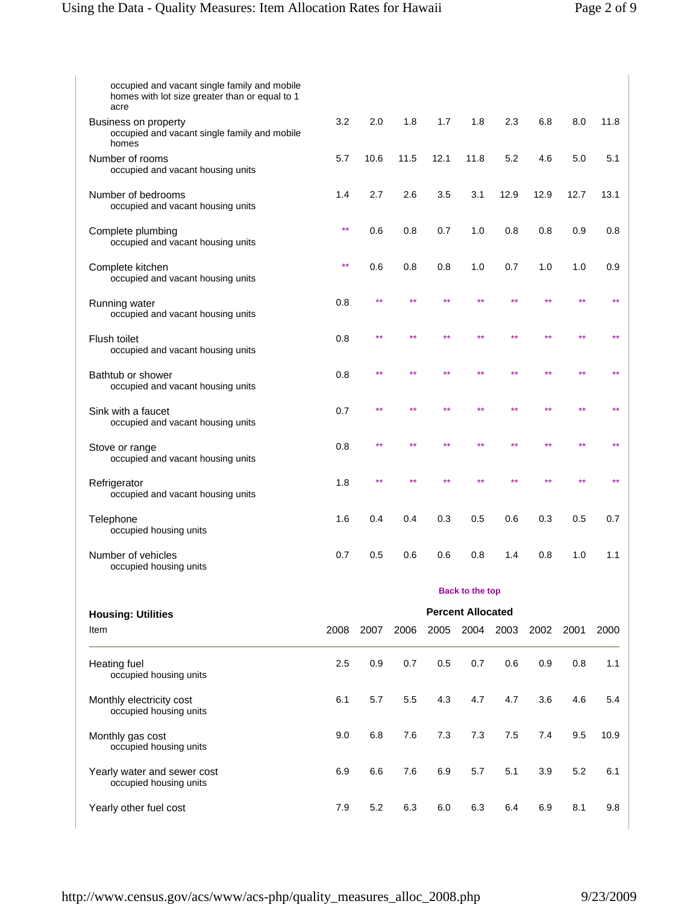| | | | | | | | | | |
|---|---|---|---|---|---|---|---|---|---|
| occupied and vacant single family and mobile homes with lot size greater than or equal to 1 acre | | | | | | | | | |
| Business on property<br>occupied and vacant single family and mobile homes | 3.2 | 2.0 | 1.8 | 1.7 | 1.8 | 2.3 | 6.8 | 8.0 | 11.8 |
| Number of rooms<br>occupied and vacant housing units | 5.7 | 10.6 | 11.5 | 12.1 | 11.8 | 5.2 | 4.6 | 5.0 | 5.1 |
| Number of bedrooms<br>occupied and vacant housing units | 1.4 | 2.7 | 2.6 | 3.5 | 3.1 | 12.9 | 12.9 | 12.7 | 13.1 |
| Complete plumbing<br>occupied and vacant housing units | ** | 0.6 | 0.8 | 0.7 | 1.0 | 0.8 | 0.8 | 0.9 | 0.8 |
| Complete kitchen<br>occupied and vacant housing units | ** | 0.6 | 0.8 | 0.8 | 1.0 | 0.7 | 1.0 | 1.0 | 0.9 |
| Running water<br>occupied and vacant housing units | 0.8 | ** | ** | ** | ** | ** | ** | ** | ** |
| Flush toilet<br>occupied and vacant housing units | 0.8 | ** | ** | ** | ** | ** | ** | ** | ** |
| Bathtub or shower<br>occupied and vacant housing units | 0.8 | ** | ** | ** | ** | ** | ** | ** | ** |
| Sink with a faucet<br>occupied and vacant housing units | 0.7 | ** | ** | ** | ** | ** | ** | ** | ** |
| Stove or range<br>occupied and vacant housing units | 0.8 | ** | ** | ** | ** | ** | ** | ** | ** |
| Refrigerator<br>occupied and vacant housing units | 1.8 | ** | ** | ** | ** | ** | ** | ** | ** |
| Telephone<br>occupied housing units | 1.6 | 0.4 | 0.4 | 0.3 | 0.5 | 0.6 | 0.3 | 0.5 | 0.7 |
| Number of vehicles<br>occupied housing units | 0.7 | 0.5 | 0.6 | 0.6 | 0.8 | 1.4 | 0.8 | 1.0 | 1.1 |

**Back to the top**

| **Housing: Utilities** | **Percent Allocated** | | | | | | | | |
|---|---|---|---|---|---|---|---|---|---|
| Item | 2008 | 2007 | 2006 | 2005 | 2004 | 2003 | 2002 | 2001 | 2000 |
| Heating fuel<br>occupied housing units | 2.5 | 0.9 | 0.7 | 0.5 | 0.7 | 0.6 | 0.9 | 0.8 | 1.1 |
| Monthly electricity cost<br>occupied housing units | 6.1 | 5.7 | 5.5 | 4.3 | 4.7 | 4.7 | 3.6 | 4.6 | 5.4 |
| Monthly gas cost<br>occupied housing units | 9.0 | 6.8 | 7.6 | 7.3 | 7.3 | 7.5 | 7.4 | 9.5 | 10.9 |
| Yearly water and sewer cost<br>occupied housing units | 6.9 | 6.6 | 7.6 | 6.9 | 5.7 | 5.1 | 3.9 | 5.2 | 6.1 |
| Yearly other fuel cost | 7.9 | 5.2 | 6.3 | 6.0 | 6.3 | 6.4 | 6.9 | 8.1 | 9.8 |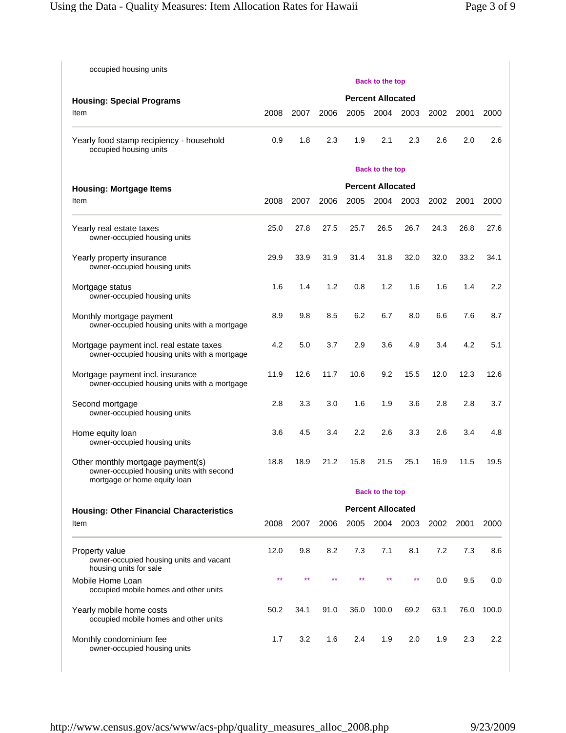occupied housing units

Back to the top

| Housing: Special Programs | Percent Allocated | | | | | | | | |
|---|---|---|---|---|---|---|---|---|---|
| Item | 2008 | 2007 | 2006 | 2005 | 2004 | 2003 | 2002 | 2001 | 2000 |
| Yearly food stamp recipiency - household occupied housing units | 0.9 | 1.8 | 2.3 | 1.9 | 2.1 | 2.3 | 2.6 | 2.0 | 2.6 |

Back to the top

| Housing: Mortgage Items | Percent Allocated | | | | | | | | |
|---|---|---|---|---|---|---|---|---|---|
| Item | 2008 | 2007 | 2006 | 2005 | 2004 | 2003 | 2002 | 2001 | 2000 |
| Yearly real estate taxes owner-occupied housing units | 25.0 | 27.8 | 27.5 | 25.7 | 26.5 | 26.7 | 24.3 | 26.8 | 27.6 |
| Yearly property insurance owner-occupied housing units | 29.9 | 33.9 | 31.9 | 31.4 | 31.8 | 32.0 | 32.0 | 33.2 | 34.1 |
| Mortgage status owner-occupied housing units | 1.6 | 1.4 | 1.2 | 0.8 | 1.2 | 1.6 | 1.6 | 1.4 | 2.2 |
| Monthly mortgage payment owner-occupied housing units with a mortgage | 8.9 | 9.8 | 8.5 | 6.2 | 6.7 | 8.0 | 6.6 | 7.6 | 8.7 |
| Mortgage payment incl. real estate taxes owner-occupied housing units with a mortgage | 4.2 | 5.0 | 3.7 | 2.9 | 3.6 | 4.9 | 3.4 | 4.2 | 5.1 |
| Mortgage payment incl. insurance owner-occupied housing units with a mortgage | 11.9 | 12.6 | 11.7 | 10.6 | 9.2 | 15.5 | 12.0 | 12.3 | 12.6 |
| Second mortgage owner-occupied housing units | 2.8 | 3.3 | 3.0 | 1.6 | 1.9 | 3.6 | 2.8 | 2.8 | 3.7 |
| Home equity loan owner-occupied housing units | 3.6 | 4.5 | 3.4 | 2.2 | 2.6 | 3.3 | 2.6 | 3.4 | 4.8 |
| Other monthly mortgage payment(s) owner-occupied housing units with second mortgage or home equity loan | 18.8 | 18.9 | 21.2 | 15.8 | 21.5 | 25.1 | 16.9 | 11.5 | 19.5 |

Back to the top

| Housing: Other Financial Characteristics | Percent Allocated | | | | | | | | |
|---|---|---|---|---|---|---|---|---|---|
| Item | 2008 | 2007 | 2006 | 2005 | 2004 | 2003 | 2002 | 2001 | 2000 |
| Property value owner-occupied housing units and vacant housing units for sale | 12.0 | 9.8 | 8.2 | 7.3 | 7.1 | 8.1 | 7.2 | 7.3 | 8.6 |
| Mobile Home Loan occupied mobile homes and other units | ** | ** | ** | ** | ** | ** | 0.0 | 9.5 | 0.0 |
| Yearly mobile home costs occupied mobile homes and other units | 50.2 | 34.1 | 91.0 | 36.0 | 100.0 | 69.2 | 63.1 | 76.0 | 100.0 |
| Monthly condominium fee owner-occupied housing units | 1.7 | 3.2 | 1.6 | 2.4 | 1.9 | 2.0 | 1.9 | 2.3 | 2.2 |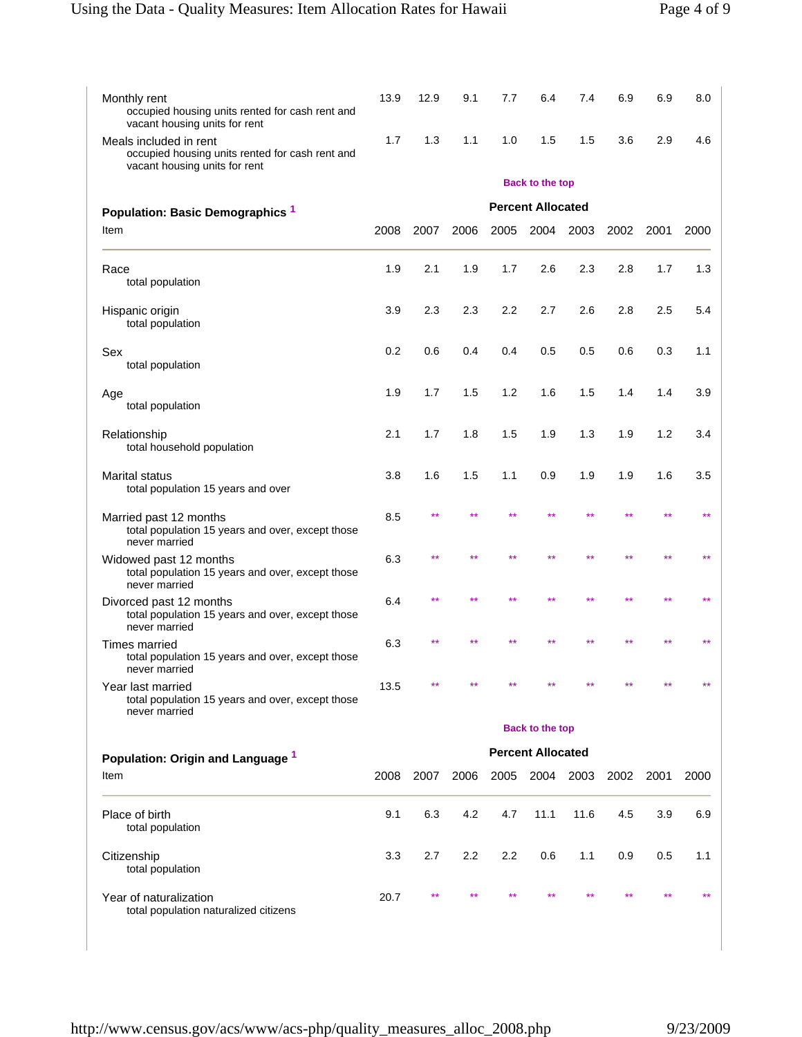| Item | 2008 | 2007 | 2006 | 2005 | 2004 | 2003 | 2002 | 2001 | 2000 |
|---|---|---|---|---|---|---|---|---|---|
| Monthly rent<br>occupied housing units rented for cash rent and vacant housing units for rent | 13.9 | 12.9 | 9.1 | 7.7 | 6.4 | 7.4 | 6.9 | 6.9 | 8.0 |
| Meals included in rent<br>occupied housing units rented for cash rent and vacant housing units for rent | 1.7 | 1.3 | 1.1 | 1.0 | 1.5 | 1.5 | 3.6 | 2.9 | 4.6 |

Back to the top

**Population: Basic Demographics [1]**

| Item | Percent Allocated | | | | | | | | |
|---|---|---|---|---|---|---|---|---|---|
| | 2008 | 2007 | 2006 | 2005 | 2004 | 2003 | 2002 | 2001 | 2000 |
| Race<br>total population | 1.9 | 2.1 | 1.9 | 1.7 | 2.6 | 2.3 | 2.8 | 1.7 | 1.3 |
| Hispanic origin<br>total population | 3.9 | 2.3 | 2.3 | 2.2 | 2.7 | 2.6 | 2.8 | 2.5 | 5.4 |
| Sex<br>total population | 0.2 | 0.6 | 0.4 | 0.4 | 0.5 | 0.5 | 0.6 | 0.3 | 1.1 |
| Age<br>total population | 1.9 | 1.7 | 1.5 | 1.2 | 1.6 | 1.5 | 1.4 | 1.4 | 3.9 |
| Relationship<br>total household population | 2.1 | 1.7 | 1.8 | 1.5 | 1.9 | 1.3 | 1.9 | 1.2 | 3.4 |
| Marital status<br>total population 15 years and over | 3.8 | 1.6 | 1.5 | 1.1 | 0.9 | 1.9 | 1.9 | 1.6 | 3.5 |
| Married past 12 months<br>total population 15 years and over, except those never married | 8.5 | ** | ** | ** | ** | ** | ** | ** | ** |
| Widowed past 12 months<br>total population 15 years and over, except those never married | 6.3 | ** | ** | ** | ** | ** | ** | ** | ** |
| Divorced past 12 months<br>total population 15 years and over, except those never married | 6.4 | ** | ** | ** | ** | ** | ** | ** | ** |
| Times married<br>total population 15 years and over, except those never married | 6.3 | ** | ** | ** | ** | ** | ** | ** | ** |
| Year last married<br>total population 15 years and over, except those never married | 13.5 | ** | ** | ** | ** | ** | ** | ** | ** |

Back to the top

**Population: Origin and Language [1]**

| Item | Percent Allocated | | | | | | | | |
|---|---|---|---|---|---|---|---|---|---|
| | 2008 | 2007 | 2006 | 2005 | 2004 | 2003 | 2002 | 2001 | 2000 |
| Place of birth<br>total population | 9.1 | 6.3 | 4.2 | 4.7 | 11.1 | 11.6 | 4.5 | 3.9 | 6.9 |
| Citizenship<br>total population | 3.3 | 2.7 | 2.2 | 2.2 | 0.6 | 1.1 | 0.9 | 0.5 | 1.1 |
| Year of naturalization<br>total population naturalized citizens | 20.7 | ** | ** | ** | ** | ** | ** | ** | ** |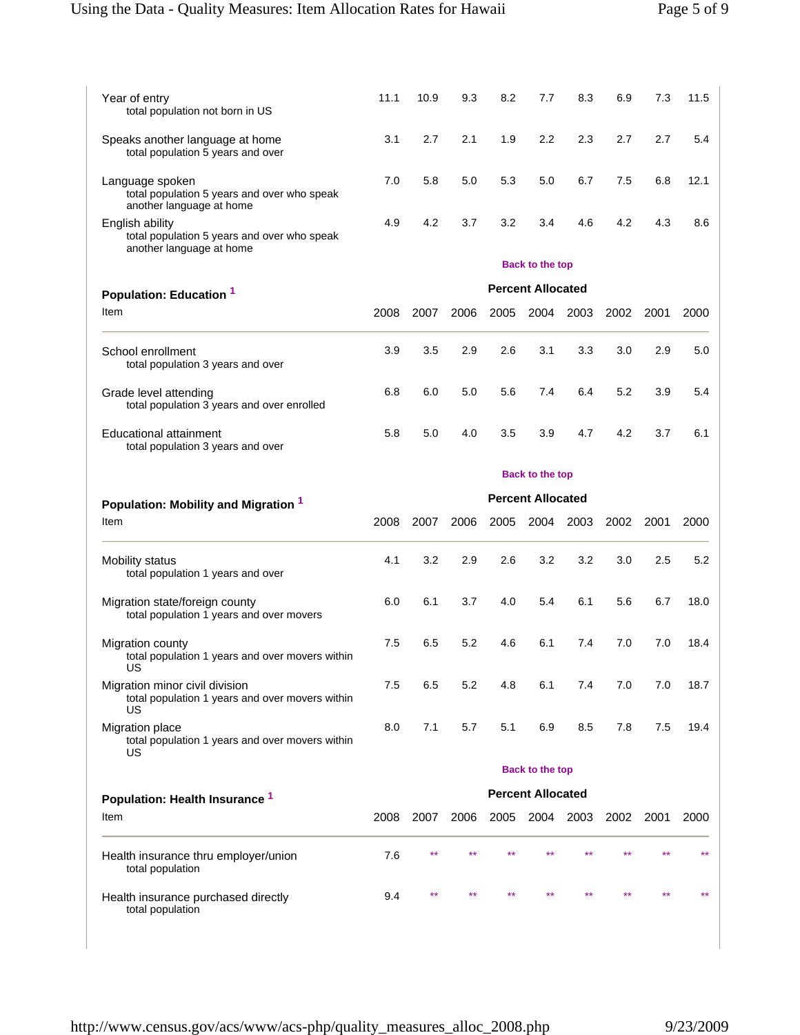| Item | 2008 | 2007 | 2006 | 2005 | 2004 | 2003 | 2002 | 2001 | 2000 |
|---|---|---|---|---|---|---|---|---|---|
| Year of entry<br>total population not born in US | 11.1 | 10.9 | 9.3 | 8.2 | 7.7 | 8.3 | 6.9 | 7.3 | 11.5 |
| Speaks another language at home<br>total population 5 years and over | 3.1 | 2.7 | 2.1 | 1.9 | 2.2 | 2.3 | 2.7 | 2.7 | 5.4 |
| Language spoken<br>total population 5 years and over who speak another language at home | 7.0 | 5.8 | 5.0 | 5.3 | 5.0 | 6.7 | 7.5 | 6.8 | 12.1 |
| English ability<br>total population 5 years and over who speak another language at home | 4.9 | 4.2 | 3.7 | 3.2 | 3.4 | 4.6 | 4.2 | 4.3 | 8.6 |

Back to the top

## Population: Education [1]

| Item | Percent Allocated | | | | | | | | |
|---|---|---|---|---|---|---|---|---|---|
| | 2008 | 2007 | 2006 | 2005 | 2004 | 2003 | 2002 | 2001 | 2000 |
| School enrollment<br>total population 3 years and over | 3.9 | 3.5 | 2.9 | 2.6 | 3.1 | 3.3 | 3.0 | 2.9 | 5.0 |
| Grade level attending<br>total population 3 years and over enrolled | 6.8 | 6.0 | 5.0 | 5.6 | 7.4 | 6.4 | 5.2 | 3.9 | 5.4 |
| Educational attainment<br>total population 3 years and over | 5.8 | 5.0 | 4.0 | 3.5 | 3.9 | 4.7 | 4.2 | 3.7 | 6.1 |

Back to the top

## Population: Mobility and Migration [1]

| Item | Percent Allocated | | | | | | | | |
|---|---|---|---|---|---|---|---|---|---|
| | 2008 | 2007 | 2006 | 2005 | 2004 | 2003 | 2002 | 2001 | 2000 |
| Mobility status<br>total population 1 years and over | 4.1 | 3.2 | 2.9 | 2.6 | 3.2 | 3.2 | 3.0 | 2.5 | 5.2 |
| Migration state/foreign county<br>total population 1 years and over movers | 6.0 | 6.1 | 3.7 | 4.0 | 5.4 | 6.1 | 5.6 | 6.7 | 18.0 |
| Migration county<br>total population 1 years and over movers within US | 7.5 | 6.5 | 5.2 | 4.6 | 6.1 | 7.4 | 7.0 | 7.0 | 18.4 |
| Migration minor civil division<br>total population 1 years and over movers within US | 7.5 | 6.5 | 5.2 | 4.8 | 6.1 | 7.4 | 7.0 | 7.0 | 18.7 |
| Migration place<br>total population 1 years and over movers within US | 8.0 | 7.1 | 5.7 | 5.1 | 6.9 | 8.5 | 7.8 | 7.5 | 19.4 |

Back to the top

## Population: Health Insurance [1]

| Item | Percent Allocated | | | | | | | | |
|---|---|---|---|---|---|---|---|---|---|
| | 2008 | 2007 | 2006 | 2005 | 2004 | 2003 | 2002 | 2001 | 2000 |
| Health insurance thru employer/union<br>total population | 7.6 | ** | ** | ** | ** | ** | ** | ** | ** |
| Health insurance purchased directly<br>total population | 9.4 | ** | ** | ** | ** | ** | ** | ** | ** |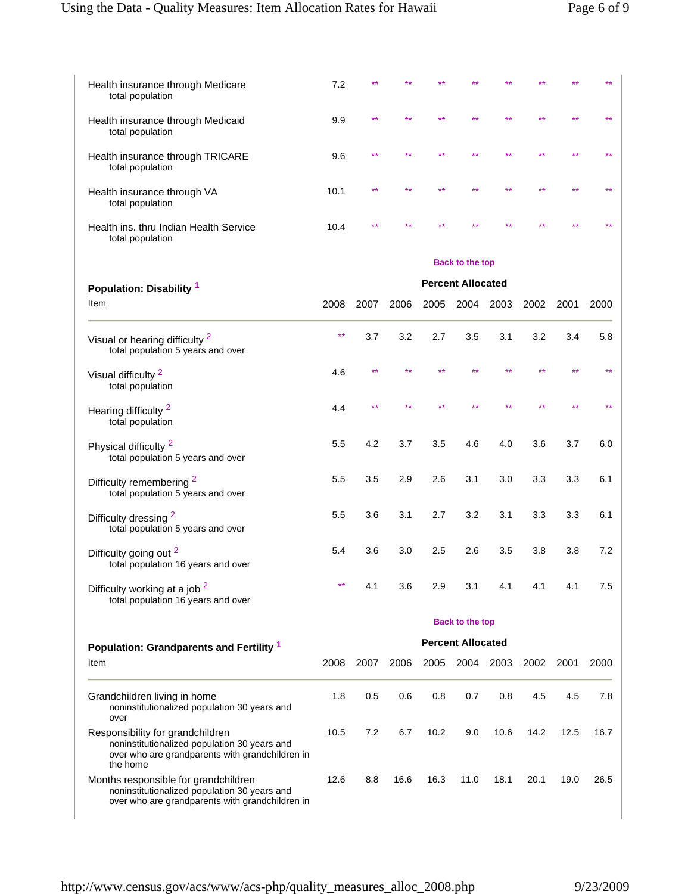| Item | 2008 | 2007 | 2006 | 2005 | 2004 | 2003 | 2002 | 2001 | 2000 |
|---|---|---|---|---|---|---|---|---|---|
| Health insurance through Medicare<br>total population | 7.2 | ** | ** | ** | ** | ** | ** | ** | ** |
| Health insurance through Medicaid<br>total population | 9.9 | ** | ** | ** | ** | ** | ** | ** | ** |
| Health insurance through TRICARE<br>total population | 9.6 | ** | ** | ** | ** | ** | ** | ** | ** |
| Health insurance through VA<br>total population | 10.1 | ** | ** | ** | ** | ** | ** | ** | ** |
| Health ins. thru Indian Health Service<br>total population | 10.4 | ** | ** | ** | ** | ** | ** | ** | ** |

Back to the top

### Population: Disability [1]

| Item | Percent Allocated | | | | | | | | |
|---|---|---|---|---|---|---|---|---|---|
| | 2008 | 2007 | 2006 | 2005 | 2004 | 2003 | 2002 | 2001 | 2000 |
| Visual or hearing difficulty [2]<br>total population 5 years and over | ** | 3.7 | 3.2 | 2.7 | 3.5 | 3.1 | 3.2 | 3.4 | 5.8 |
| Visual difficulty [2]<br>total population | 4.6 | ** | ** | ** | ** | ** | ** | ** | ** |
| Hearing difficulty [2]<br>total population | 4.4 | ** | ** | ** | ** | ** | ** | ** | ** |
| Physical difficulty [2]<br>total population 5 years and over | 5.5 | 4.2 | 3.7 | 3.5 | 4.6 | 4.0 | 3.6 | 3.7 | 6.0 |
| Difficulty remembering [2]<br>total population 5 years and over | 5.5 | 3.5 | 2.9 | 2.6 | 3.1 | 3.0 | 3.3 | 3.3 | 6.1 |
| Difficulty dressing [2]<br>total population 5 years and over | 5.5 | 3.6 | 3.1 | 2.7 | 3.2 | 3.1 | 3.3 | 3.3 | 6.1 |
| Difficulty going out [2]<br>total population 16 years and over | 5.4 | 3.6 | 3.0 | 2.5 | 2.6 | 3.5 | 3.8 | 3.8 | 7.2 |
| Difficulty working at a job [2]<br>total population 16 years and over | ** | 4.1 | 3.6 | 2.9 | 3.1 | 4.1 | 4.1 | 4.1 | 7.5 |

Back to the top

### Population: Grandparents and Fertility [1]

| Item | Percent Allocated | | | | | | | | |
|---|---|---|---|---|---|---|---|---|---|
| | 2008 | 2007 | 2006 | 2005 | 2004 | 2003 | 2002 | 2001 | 2000 |
| Grandchildren living in home<br>noninstitutionalized population 30 years and over | 1.8 | 0.5 | 0.6 | 0.8 | 0.7 | 0.8 | 4.5 | 4.5 | 7.8 |
| Responsibility for grandchildren<br>noninstitutionalized population 30 years and over who are grandparents with grandchildren in the home | 10.5 | 7.2 | 6.7 | 10.2 | 9.0 | 10.6 | 14.2 | 12.5 | 16.7 |
| Months responsible for grandchildren<br>noninstitutionalized population 30 years and over who are grandparents with grandchildren in | 12.6 | 8.8 | 16.6 | 16.3 | 11.0 | 18.1 | 20.1 | 19.0 | 26.5 |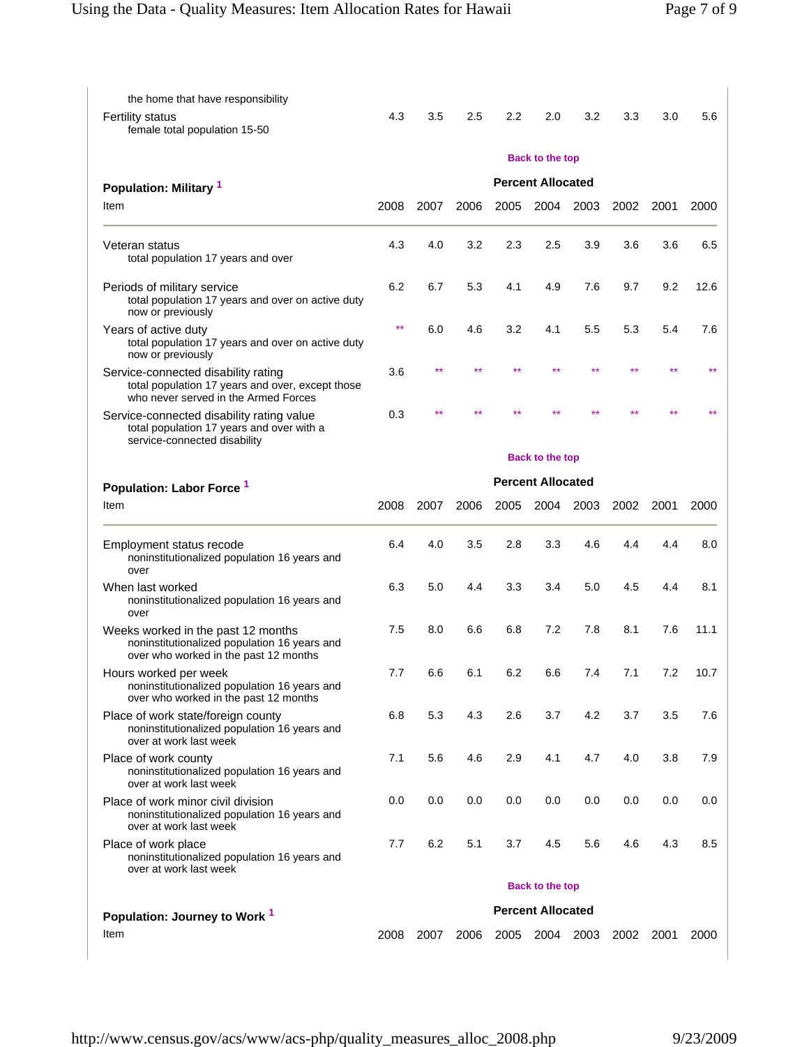| | 2008 | 2007 | 2006 | 2005 | 2004 | 2003 | 2002 | 2001 | 2000 |
|---|---|---|---|---|---|---|---|---|---|
| the home that have responsibility | | | | | | | | | |
| Fertility status<br>female total population 15-50 | 4.3 | 3.5 | 2.5 | 2.2 | 2.0 | 3.2 | 3.3 | 3.0 | 5.6 |

Back to the top

### Population: Military [1]

| Item | 2008 | 2007 | 2006 | 2005 | 2004 | 2003 | 2002 | 2001 | 2000 |
|---|---|---|---|---|---|---|---|---|---|
| | **Percent Allocated** | | | | | | | | |
| Veteran status<br>total population 17 years and over | 4.3 | 4.0 | 3.2 | 2.3 | 2.5 | 3.9 | 3.6 | 3.6 | 6.5 |
| Periods of military service<br>total population 17 years and over on active duty now or previously | 6.2 | 6.7 | 5.3 | 4.1 | 4.9 | 7.6 | 9.7 | 9.2 | 12.6 |
| Years of active duty<br>total population 17 years and over on active duty now or previously | ** | 6.0 | 4.6 | 3.2 | 4.1 | 5.5 | 5.3 | 5.4 | 7.6 |
| Service-connected disability rating<br>total population 17 years and over, except those who never served in the Armed Forces | 3.6 | ** | ** | ** | ** | ** | ** | ** | ** |
| Service-connected disability rating value<br>total population 17 years and over with a service-connected disability | 0.3 | ** | ** | ** | ** | ** | ** | ** | ** |

Back to the top

### Population: Labor Force [1]

| Item | 2008 | 2007 | 2006 | 2005 | 2004 | 2003 | 2002 | 2001 | 2000 |
|---|---|---|---|---|---|---|---|---|---|
| | **Percent Allocated** | | | | | | | | |
| Employment status recode<br>noninstitutionalized population 16 years and over | 6.4 | 4.0 | 3.5 | 2.8 | 3.3 | 4.6 | 4.4 | 4.4 | 8.0 |
| When last worked<br>noninstitutionalized population 16 years and over | 6.3 | 5.0 | 4.4 | 3.3 | 3.4 | 5.0 | 4.5 | 4.4 | 8.1 |
| Weeks worked in the past 12 months<br>noninstitutionalized population 16 years and over who worked in the past 12 months | 7.5 | 8.0 | 6.6 | 6.8 | 7.2 | 7.8 | 8.1 | 7.6 | 11.1 |
| Hours worked per week<br>noninstitutionalized population 16 years and over who worked in the past 12 months | 7.7 | 6.6 | 6.1 | 6.2 | 6.6 | 7.4 | 7.1 | 7.2 | 10.7 |
| Place of work state/foreign county<br>noninstitutionalized population 16 years and over at work last week | 6.8 | 5.3 | 4.3 | 2.6 | 3.7 | 4.2 | 3.7 | 3.5 | 7.6 |
| Place of work county<br>noninstitutionalized population 16 years and over at work last week | 7.1 | 5.6 | 4.6 | 2.9 | 4.1 | 4.7 | 4.0 | 3.8 | 7.9 |
| Place of work minor civil division<br>noninstitutionalized population 16 years and over at work last week | 0.0 | 0.0 | 0.0 | 0.0 | 0.0 | 0.0 | 0.0 | 0.0 | 0.0 |
| Place of work place<br>noninstitutionalized population 16 years and over at work last week | 7.7 | 6.2 | 5.1 | 3.7 | 4.5 | 5.6 | 4.6 | 4.3 | 8.5 |

Back to the top

### Population: Journey to Work [1]

| Item | 2008 | 2007 | 2006 | 2005 | 2004 | 2003 | 2002 | 2001 | 2000 |
|---|---|---|---|---|---|---|---|---|---|
| | **Percent Allocated** | | | | | | | | |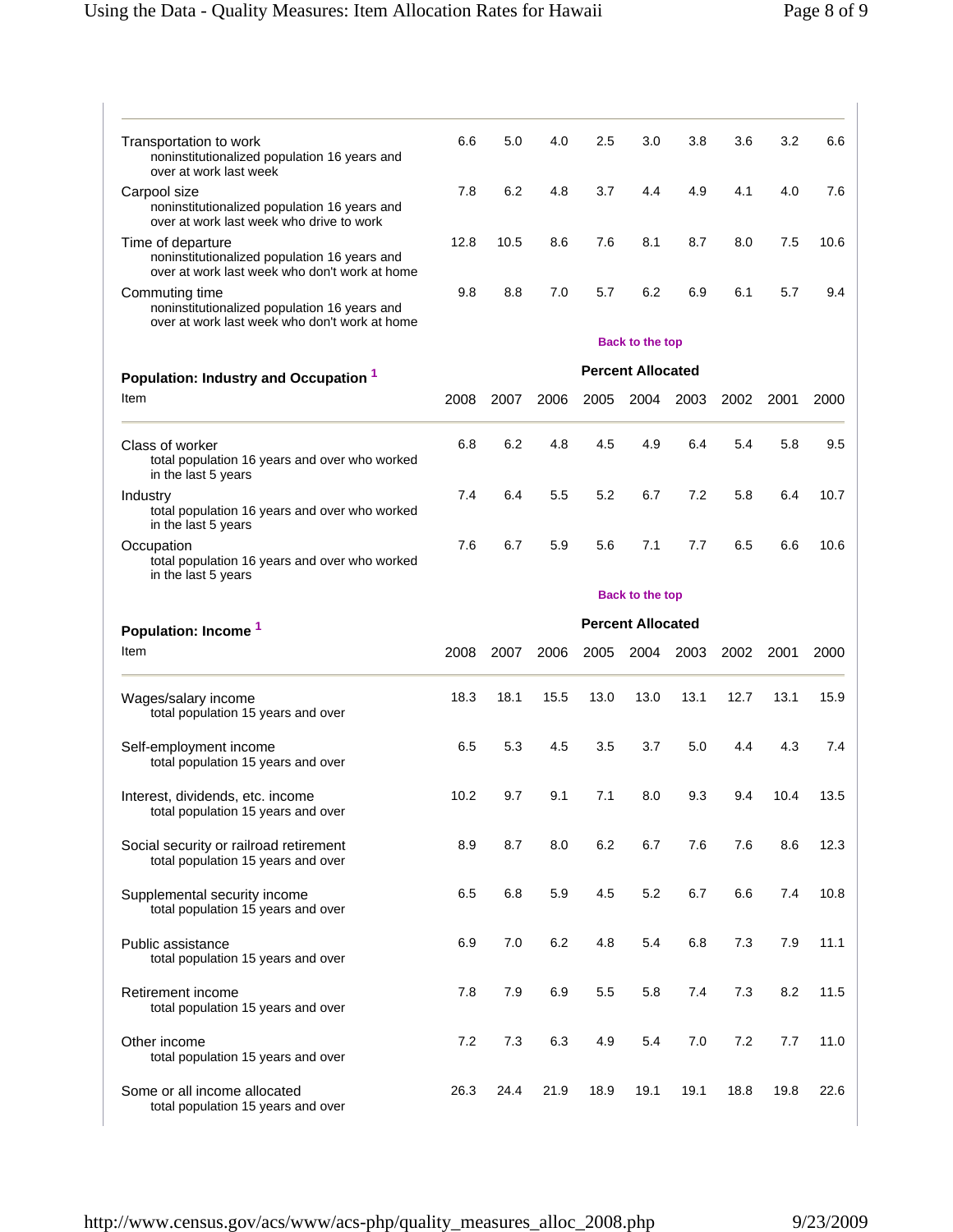| Item | 2008 | 2007 | 2006 | 2005 | 2004 | 2003 | 2002 | 2001 | 2000 |
|---|---|---|---|---|---|---|---|---|---|
| Transportation to work<br>noninstitutionalized population 16 years and over at work last week | 6.6 | 5.0 | 4.0 | 2.5 | 3.0 | 3.8 | 3.6 | 3.2 | 6.6 |
| Carpool size<br>noninstitutionalized population 16 years and over at work last week who drive to work | 7.8 | 6.2 | 4.8 | 3.7 | 4.4 | 4.9 | 4.1 | 4.0 | 7.6 |
| Time of departure<br>noninstitutionalized population 16 years and over at work last week who don't work at home | 12.8 | 10.5 | 8.6 | 7.6 | 8.1 | 8.7 | 8.0 | 7.5 | 10.6 |
| Commuting time<br>noninstitutionalized population 16 years and over at work last week who don't work at home | 9.8 | 8.8 | 7.0 | 5.7 | 6.2 | 6.9 | 6.1 | 5.7 | 9.4 |

Back to the top

**Population: Industry and Occupation [1]**

| Item | Percent Allocated | | | | | | | | |
|---|---|---|---|---|---|---|---|---|---|
| | 2008 | 2007 | 2006 | 2005 | 2004 | 2003 | 2002 | 2001 | 2000 |
| Class of worker<br>total population 16 years and over who worked in the last 5 years | 6.8 | 6.2 | 4.8 | 4.5 | 4.9 | 6.4 | 5.4 | 5.8 | 9.5 |
| Industry<br>total population 16 years and over who worked in the last 5 years | 7.4 | 6.4 | 5.5 | 5.2 | 6.7 | 7.2 | 5.8 | 6.4 | 10.7 |
| Occupation<br>total population 16 years and over who worked in the last 5 years | 7.6 | 6.7 | 5.9 | 5.6 | 7.1 | 7.7 | 6.5 | 6.6 | 10.6 |

Back to the top

**Population: Income [1]**

| Item | Percent Allocated | | | | | | | | |
|---|---|---|---|---|---|---|---|---|---|
| | 2008 | 2007 | 2006 | 2005 | 2004 | 2003 | 2002 | 2001 | 2000 |
| Wages/salary income<br>total population 15 years and over | 18.3 | 18.1 | 15.5 | 13.0 | 13.0 | 13.1 | 12.7 | 13.1 | 15.9 |
| Self-employment income<br>total population 15 years and over | 6.5 | 5.3 | 4.5 | 3.5 | 3.7 | 5.0 | 4.4 | 4.3 | 7.4 |
| Interest, dividends, etc. income<br>total population 15 years and over | 10.2 | 9.7 | 9.1 | 7.1 | 8.0 | 9.3 | 9.4 | 10.4 | 13.5 |
| Social security or railroad retirement<br>total population 15 years and over | 8.9 | 8.7 | 8.0 | 6.2 | 6.7 | 7.6 | 7.6 | 8.6 | 12.3 |
| Supplemental security income<br>total population 15 years and over | 6.5 | 6.8 | 5.9 | 4.5 | 5.2 | 6.7 | 6.6 | 7.4 | 10.8 |
| Public assistance<br>total population 15 years and over | 6.9 | 7.0 | 6.2 | 4.8 | 5.4 | 6.8 | 7.3 | 7.9 | 11.1 |
| Retirement income<br>total population 15 years and over | 7.8 | 7.9 | 6.9 | 5.5 | 5.8 | 7.4 | 7.3 | 8.2 | 11.5 |
| Other income<br>total population 15 years and over | 7.2 | 7.3 | 6.3 | 4.9 | 5.4 | 7.0 | 7.2 | 7.7 | 11.0 |
| Some or all income allocated<br>total population 15 years and over | 26.3 | 24.4 | 21.9 | 18.9 | 19.1 | 19.1 | 18.8 | 19.8 | 22.6 |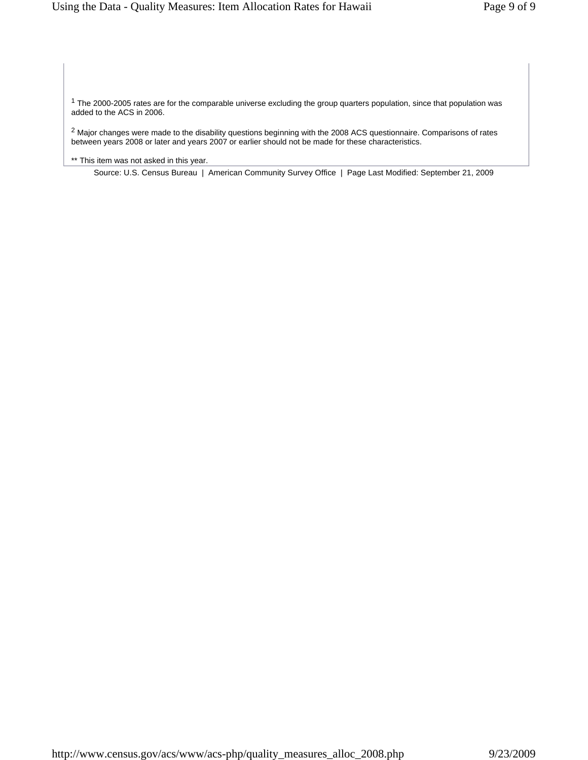[1] The 2000-2005 rates are for the comparable universe excluding the group quarters population, since that population was added to the ACS in 2006.

[2] Major changes were made to the disability questions beginning with the 2008 ACS questionnaire. Comparisons of rates between years 2008 or later and years 2007 or earlier should not be made for these characteristics.

** This item was not asked in this year.

Source: U.S. Census Bureau | American Community Survey Office | Page Last Modified: September 21, 2009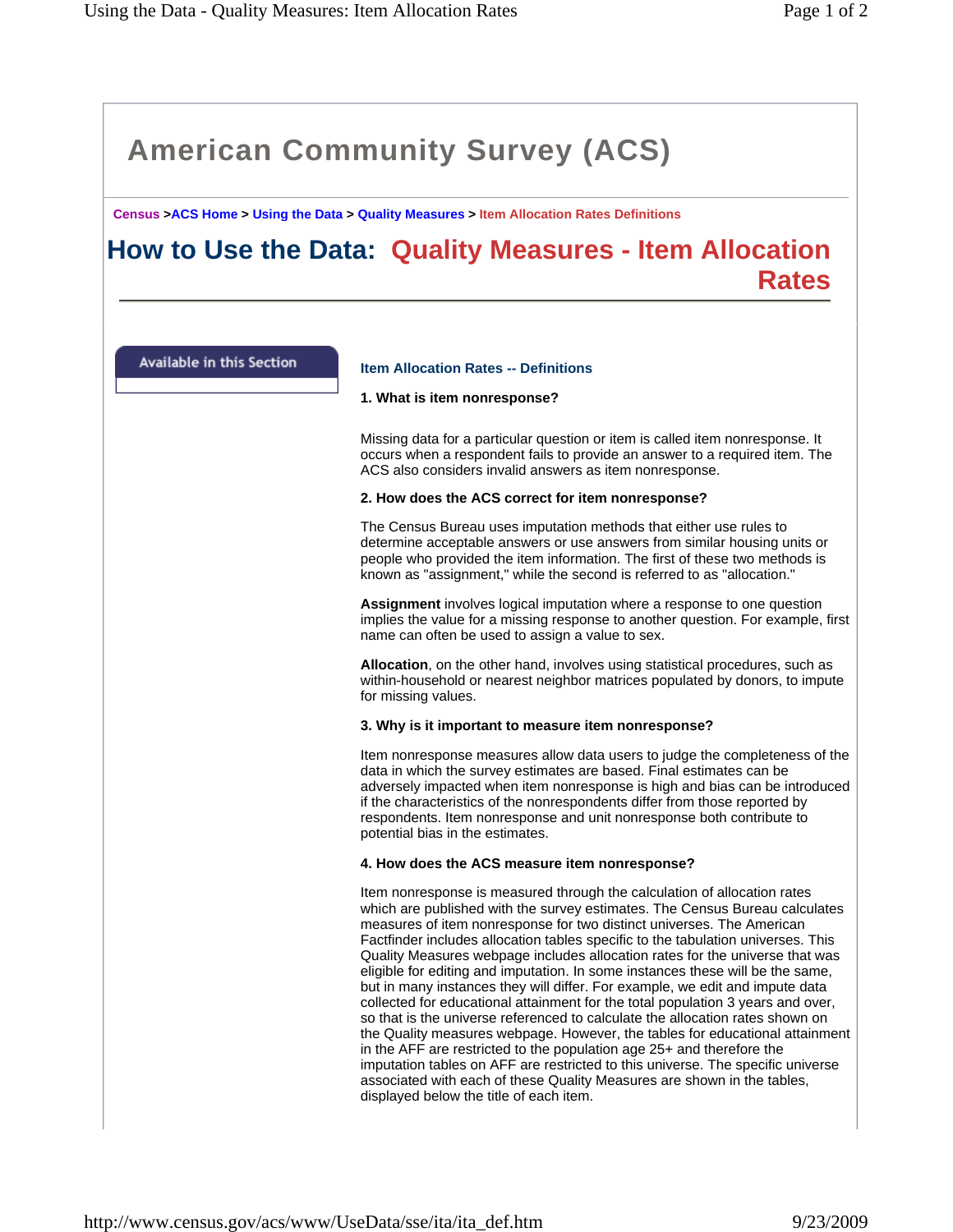# American Community Survey (ACS)

Census > ACS Home > Using the Data > Quality Measures > Item Allocation Rates Definitions

## How to Use the Data: Quality Measures - Item Allocation Rates

Available in this Section

### Item Allocation Rates -- Definitions

**1. What is item nonresponse?**

Missing data for a particular question or item is called item nonresponse. It occurs when a respondent fails to provide an answer to a required item. The ACS also considers invalid answers as item nonresponse.

**2. How does the ACS correct for item nonresponse?**

The Census Bureau uses imputation methods that either use rules to determine acceptable answers or use answers from similar housing units or people who provided the item information. The first of these two methods is known as "assignment," while the second is referred to as "allocation."

**Assignment** involves logical imputation where a response to one question implies the value for a missing response to another question. For example, first name can often be used to assign a value to sex.

**Allocation**, on the other hand, involves using statistical procedures, such as within-household or nearest neighbor matrices populated by donors, to impute for missing values.

**3. Why is it important to measure item nonresponse?**

Item nonresponse measures allow data users to judge the completeness of the data in which the survey estimates are based. Final estimates can be adversely impacted when item nonresponse is high and bias can be introduced if the characteristics of the nonrespondents differ from those reported by respondents. Item nonresponse and unit nonresponse both contribute to potential bias in the estimates.

**4. How does the ACS measure item nonresponse?**

Item nonresponse is measured through the calculation of allocation rates which are published with the survey estimates. The Census Bureau calculates measures of item nonresponse for two distinct universes. The American Factfinder includes allocation tables specific to the tabulation universes. This Quality Measures webpage includes allocation rates for the universe that was eligible for editing and imputation. In some instances these will be the same, but in many instances they will differ. For example, we edit and impute data collected for educational attainment for the total population 3 years and over, so that is the universe referenced to calculate the allocation rates shown on the Quality measures webpage. However, the tables for educational attainment in the AFF are restricted to the population age 25+ and therefore the imputation tables on AFF are restricted to this universe. The specific universe associated with each of these Quality Measures are shown in the tables, displayed below the title of each item.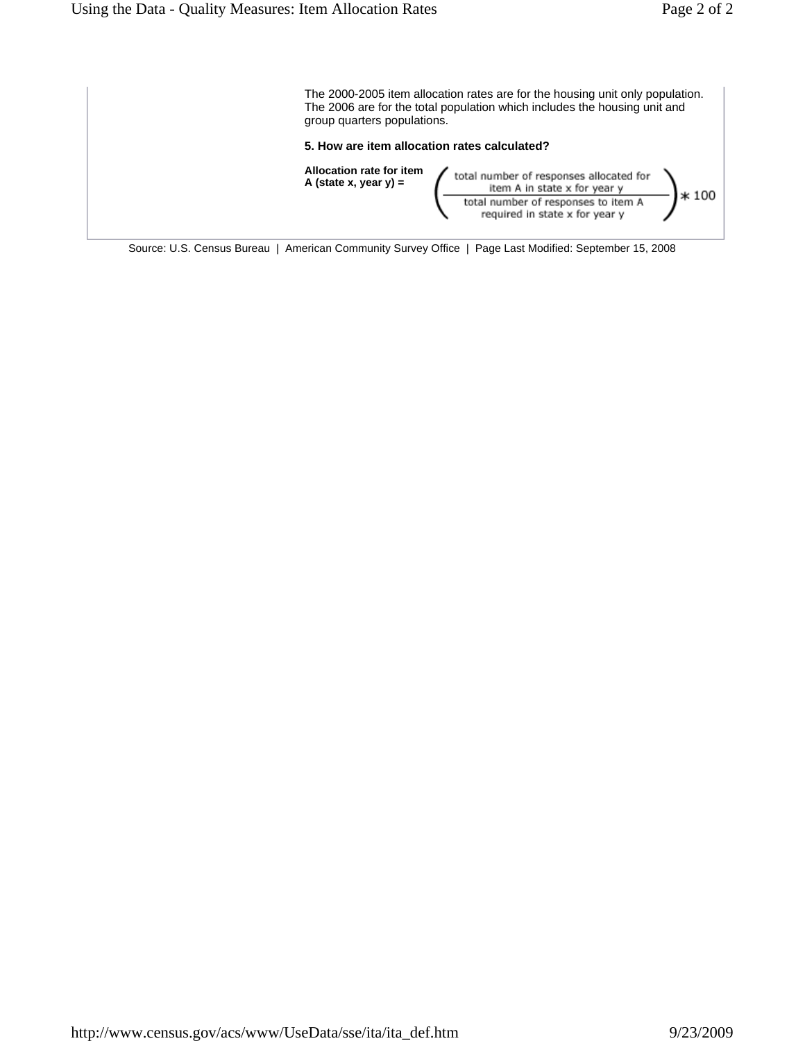The 2000-2005 item allocation rates are for the housing unit only population. The 2006 are for the total population which includes the housing unit and group quarters populations.

**5. How are item allocation rates calculated?**

**Allocation rate for item A (state x, year y) =**

$$\left( \frac{\text{total number of responses allocated for item A in state x for year y}}{\text{total number of responses to item A required in state x for year y}} \right) * 100$$

Source: U.S. Census Bureau | American Community Survey Office | Page Last Modified: September 15, 2008